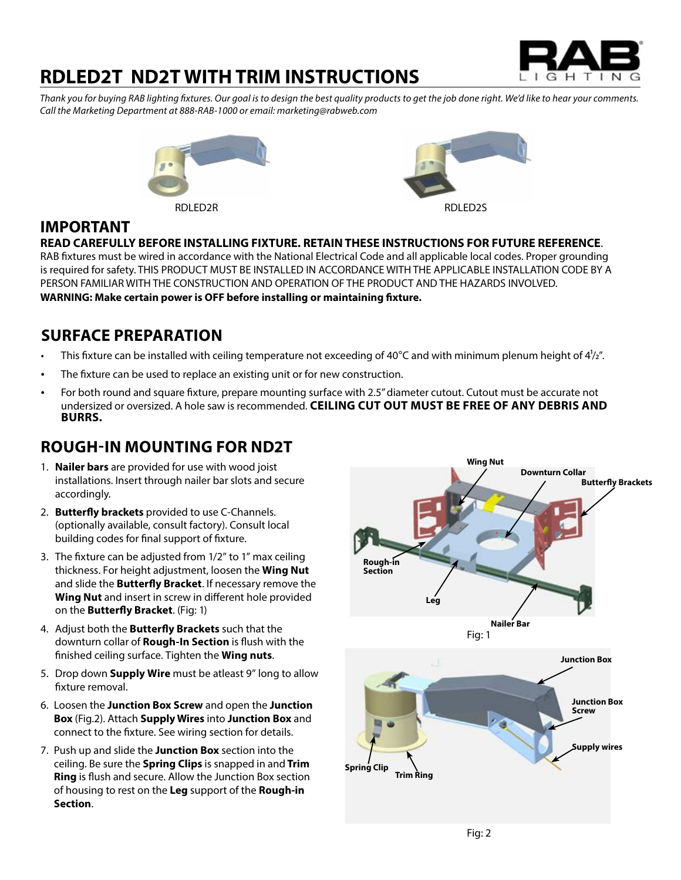# RDLED2T ND2T WITH TRIM INSTRUCTIONS

*Thank you for buying RAB lighting fixtures. Our goal is to design the best quality products to get the job done right. We'd like to hear your comments. Call the Marketing Department at 888-RAB-1000 or email: marketing@rabweb.com*

RDLED2R

RDLED2S

## IMPORTANT

**READ CAREFULLY BEFORE INSTALLING FIXTURE. RETAIN THESE INSTRUCTIONS FOR FUTURE REFERENCE**.

RAB fixtures must be wired in accordance with the National Electrical Code and all applicable local codes. Proper grounding is required for safety. THIS PRODUCT MUST BE INSTALLED IN ACCORDANCE WITH THE APPLICABLE INSTALLATION CODE BY A PERSON FAMILIAR WITH THE CONSTRUCTION AND OPERATION OF THE PRODUCT AND THE HAZARDS INVOLVED.

**WARNING: Make certain power is OFF before installing or maintaining fixture.**

## SURFACE PREPARATION

- This fixture can be installed with ceiling temperature not exceeding of 40°C and with minimum plenum height of 4½".
- The fixture can be used to replace an existing unit or for new construction.
- For both round and square fixture, prepare mounting surface with 2.5" diameter cutout. Cutout must be accurate not undersized or oversized. A hole saw is recommended. **CEILING CUT OUT MUST BE FREE OF ANY DEBRIS AND BURRS.**

## ROUGH-IN MOUNTING FOR ND2T

1. **Nailer bars** are provided for use with wood joist installations. Insert through nailer bar slots and secure accordingly.
2. **Butterfly brackets** provided to use C-Channels. (optionally available, consult factory). Consult local building codes for final support of fixture.
3. The fixture can be adjusted from 1/2" to 1" max ceiling thickness. For height adjustment, loosen the **Wing Nut** and slide the **Butterfly Bracket**. If necessary remove the **Wing Nut** and insert in screw in different hole provided on the **Butterfly Bracket**. (Fig: 1)
4. Adjust both the **Butterfly Brackets** such that the downturn collar of **Rough-In Section** is flush with the finished ceiling surface. Tighten the **Wing nuts**.
5. Drop down **Supply Wire** must be atleast 9" long to allow fixture removal.
6. Loosen the **Junction Box Screw** and open the **Junction Box** (Fig.2). Attach **Supply Wires** into **Junction Box** and connect to the fixture. See wiring section for details.
7. Push up and slide the **Junction Box** section into the ceiling. Be sure the **Spring Clips** is snapped in and **Trim Ring** is flush and secure. Allow the Junction Box section of housing to rest on the **Leg** support of the **Rough-in Section**.

Wing Nut
Downturn Collar
Butterfly Brackets
Rough-in Section
Leg
Nailer Bar

Fig: 1

Junction Box
Junction Box Screw
Supply wires
Spring Clip
Trim Ring

Fig: 2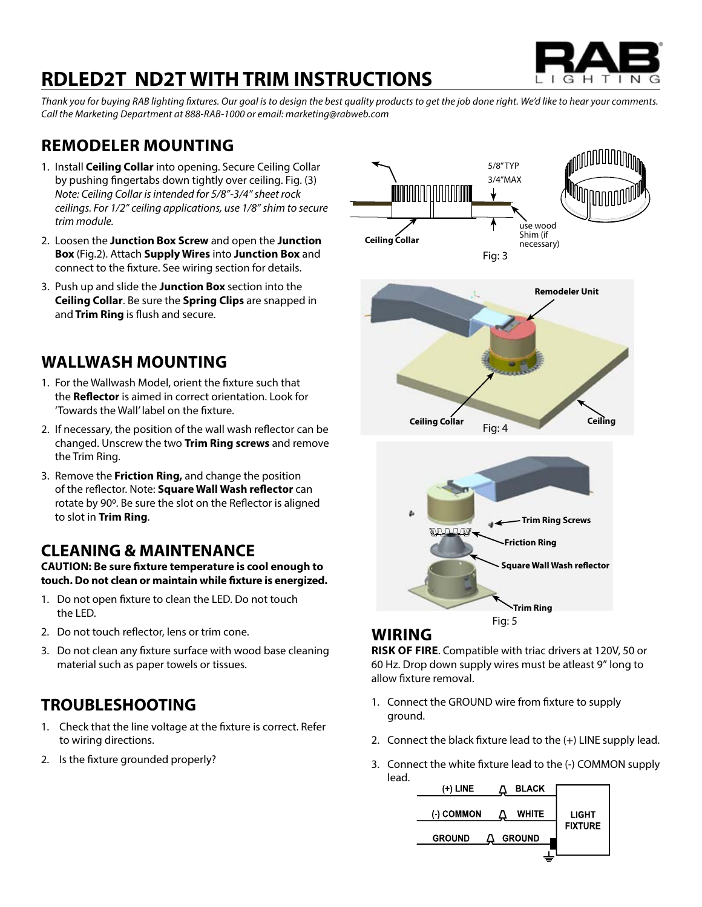# RDLED2T ND2T WITH TRIM INSTRUCTIONS

*Thank you for buying RAB lighting fixtures. Our goal is to design the best quality products to get the job done right. We'd like to hear your comments. Call the Marketing Department at 888-RAB-1000 or email: marketing@rabweb.com*

## REMODELER MOUNTING

1. Install **Ceiling Collar** into opening. Secure Ceiling Collar by pushing fingertabs down tightly over ceiling. Fig. (3) *Note: Ceiling Collar is intended for 5/8"-3/4" sheet rock ceilings. For 1/2" ceiling applications, use 1/8" shim to secure trim module.*
2. Loosen the **Junction Box Screw** and open the **Junction Box** (Fig.2). Attach **Supply Wires** into **Junction Box** and connect to the fixture. See wiring section for details.
3. Push up and slide the **Junction Box** section into the **Ceiling Collar**. Be sure the **Spring Clips** are snapped in and **Trim Ring** is flush and secure.

5/8" TYP
3/4" MAX
use wood Shim (if necessary)
Ceiling Collar

Fig: 3

Remodeler Unit
Ceiling Collar
Ceiling

Fig: 4

Trim Ring Screws
Friction Ring
Square Wall Wash reflector
Trim Ring

Fig: 5

## WALLWASH MOUNTING

1. For the Wallwash Model, orient the fixture such that the **Reflector** is aimed in correct orientation. Look for 'Towards the Wall' label on the fixture.
2. If necessary, the position of the wall wash reflector can be changed. Unscrew the two **Trim Ring screws** and remove the Trim Ring.
3. Remove the **Friction Ring,** and change the position of the reflector. Note: **Square Wall Wash reflector** can rotate by 90º. Be sure the slot on the Reflector is aligned to slot in **Trim Ring**.

## CLEANING & MAINTENANCE

**CAUTION: Be sure fixture temperature is cool enough to touch. Do not clean or maintain while fixture is energized.**

1. Do not open fixture to clean the LED. Do not touch the LED.
2. Do not touch reflector, lens or trim cone.
3. Do not clean any fixture surface with wood base cleaning material such as paper towels or tissues.

## TROUBLESHOOTING

1. Check that the line voltage at the fixture is correct. Refer to wiring directions.
2. Is the fixture grounded properly?

## WIRING

**RISK OF FIRE**. Compatible with triac drivers at 120V, 50 or 60 Hz. Drop down supply wires must be atleast 9" long to allow fixture removal.

1. Connect the GROUND wire from fixture to supply ground.
2. Connect the black fixture lead to the (+) LINE supply lead.
3. Connect the white fixture lead to the (-) COMMON supply lead.

(+) LINE — BLACK
(-) COMMON — WHITE
GROUND — GROUND
LIGHT FIXTURE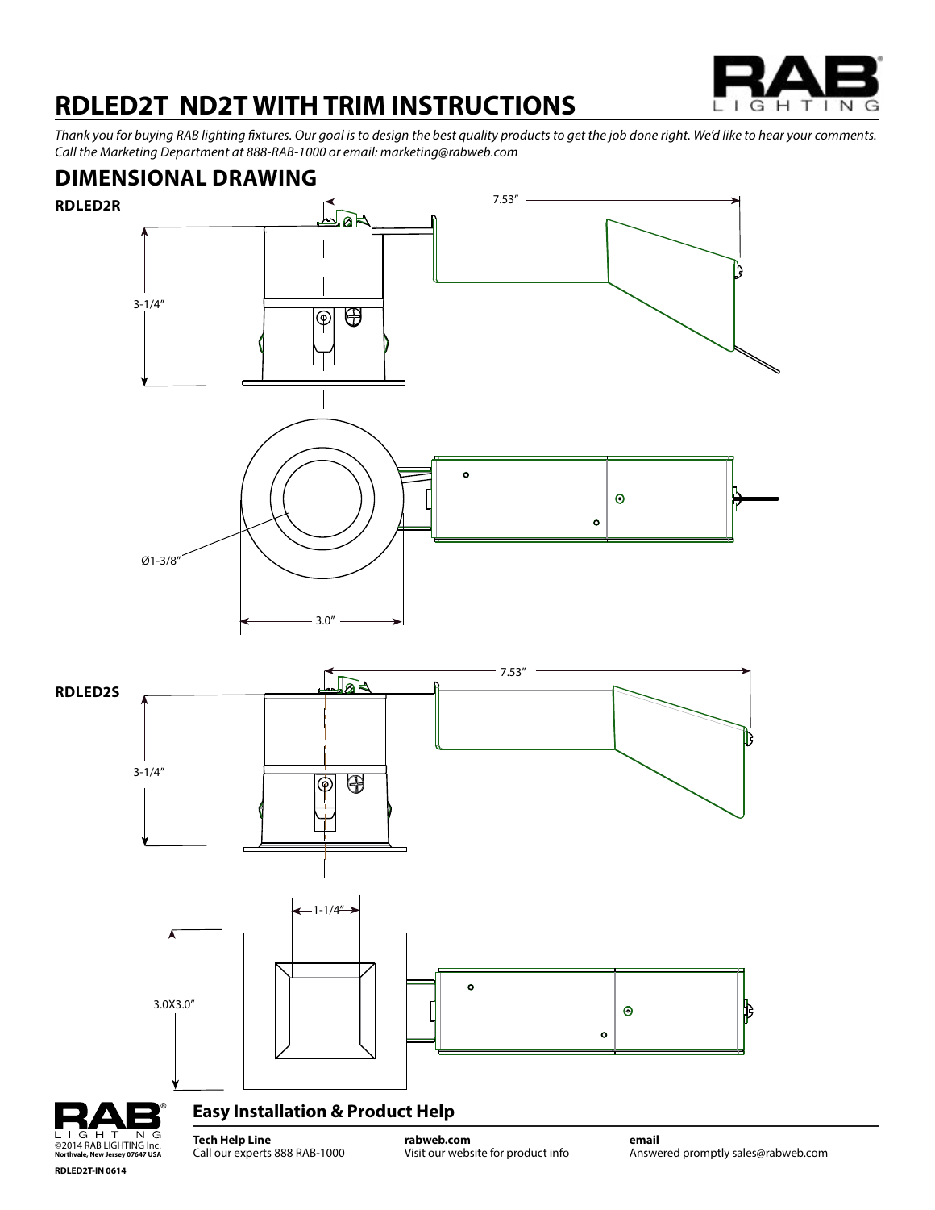# RDLED2T ND2T WITH TRIM INSTRUCTIONS

*Thank you for buying RAB lighting fixtures. Our goal is to design the best quality products to get the job done right. We'd like to hear your comments. Call the Marketing Department at 888-RAB-1000 or email: marketing@rabweb.com*

## DIMENSIONAL DRAWING

**RDLED2R**

7.53"

3-1/4"

Ø1-3/8"

3.0"

**RDLED2S**

7.53"

3-1/4"

1-1/4"

3.0X3.0"

## Easy Installation & Product Help

**Tech Help Line**
Call our experts 888 RAB-1000

**rabweb.com**
Visit our website for product info

**email**
Answered promptly sales@rabweb.com

©2014 RAB LIGHTING Inc.
Northvale, New Jersey 07647 USA

RDLED2T-IN 0614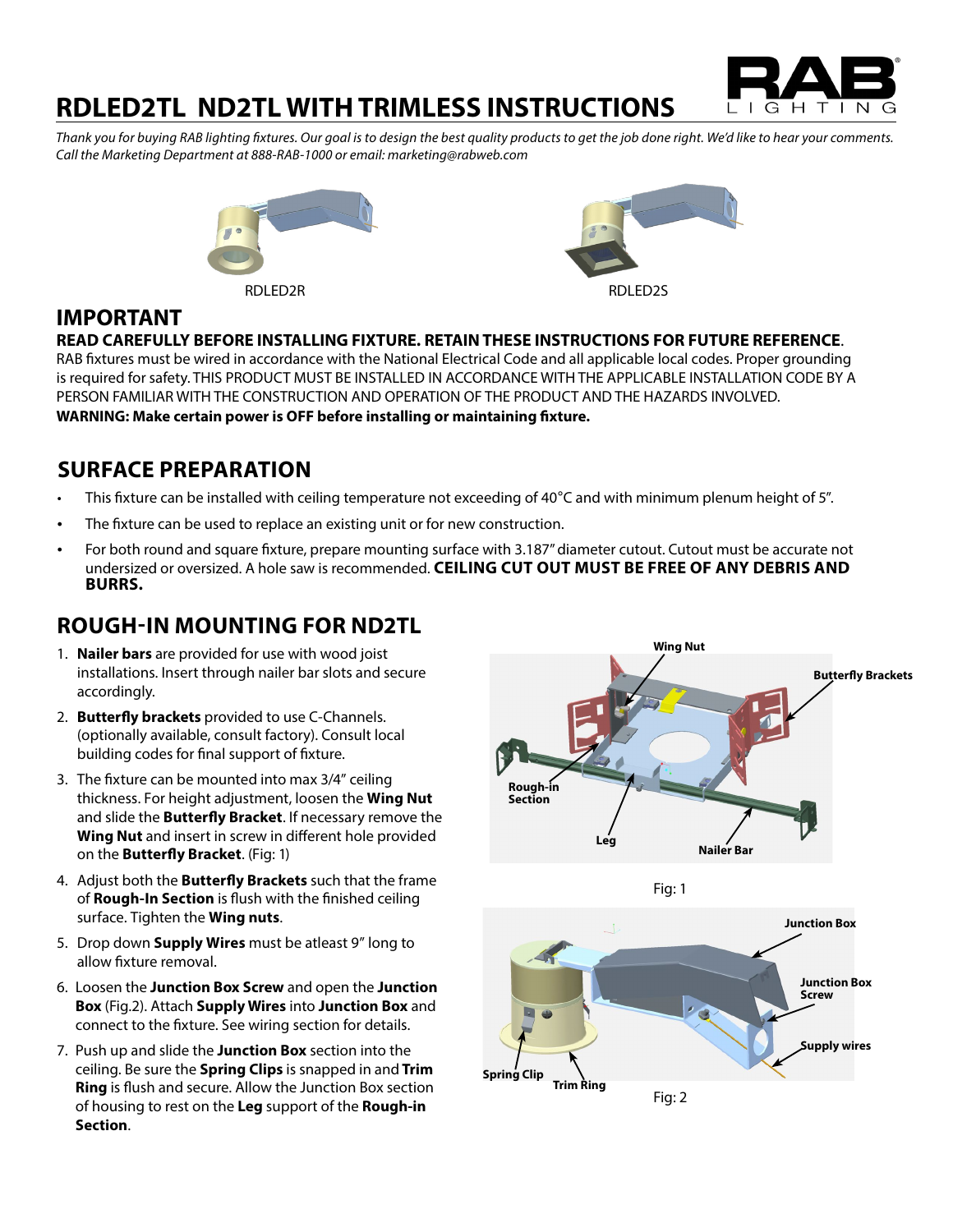# RDLED2TL ND2TL WITH TRIMLESS INSTRUCTIONS

*Thank you for buying RAB lighting fixtures. Our goal is to design the best quality products to get the job done right. We'd like to hear your comments. Call the Marketing Department at 888-RAB-1000 or email: marketing@rabweb.com*

RDLED2R

RDLED2S

## IMPORTANT

**READ CAREFULLY BEFORE INSTALLING FIXTURE. RETAIN THESE INSTRUCTIONS FOR FUTURE REFERENCE.**
RAB fixtures must be wired in accordance with the National Electrical Code and all applicable local codes. Proper grounding is required for safety. THIS PRODUCT MUST BE INSTALLED IN ACCORDANCE WITH THE APPLICABLE INSTALLATION CODE BY A PERSON FAMILIAR WITH THE CONSTRUCTION AND OPERATION OF THE PRODUCT AND THE HAZARDS INVOLVED.
**WARNING: Make certain power is OFF before installing or maintaining fixture.**

## SURFACE PREPARATION

- This fixture can be installed with ceiling temperature not exceeding of 40˚C and with minimum plenum height of 5".
- The fixture can be used to replace an existing unit or for new construction.
- For both round and square fixture, prepare mounting surface with 3.187" diameter cutout. Cutout must be accurate not undersized or oversized. A hole saw is recommended. **CEILING CUT OUT MUST BE FREE OF ANY DEBRIS AND BURRS.**

## ROUGH-IN MOUNTING FOR ND2TL

1. **Nailer bars** are provided for use with wood joist installations. Insert through nailer bar slots and secure accordingly.
2. **Butterfly brackets** provided to use C-Channels. (optionally available, consult factory). Consult local building codes for final support of fixture.
3. The fixture can be mounted into max 3/4" ceiling thickness. For height adjustment, loosen the **Wing Nut** and slide the **Butterfly Bracket**. If necessary remove the **Wing Nut** and insert in screw in different hole provided on the **Butterfly Bracket**. (Fig: 1)
4. Adjust both the **Butterfly Brackets** such that the frame of **Rough-In Section** is flush with the finished ceiling surface. Tighten the **Wing nuts**.
5. Drop down **Supply Wires** must be atleast 9" long to allow fixture removal.
6. Loosen the **Junction Box Screw** and open the **Junction Box** (Fig.2). Attach **Supply Wires** into **Junction Box** and connect to the fixture. See wiring section for details.
7. Push up and slide the **Junction Box** section into the ceiling. Be sure the **Spring Clips** is snapped in and **Trim Ring** is flush and secure. Allow the Junction Box section of housing to rest on the **Leg** support of the **Rough-in Section**.

Wing Nut
Butterfly Brackets
Rough-in Section
Leg
Nailer Bar

Fig: 1

Junction Box
Junction Box Screw
Supply wires
Spring Clip
Trim Ring

Fig: 2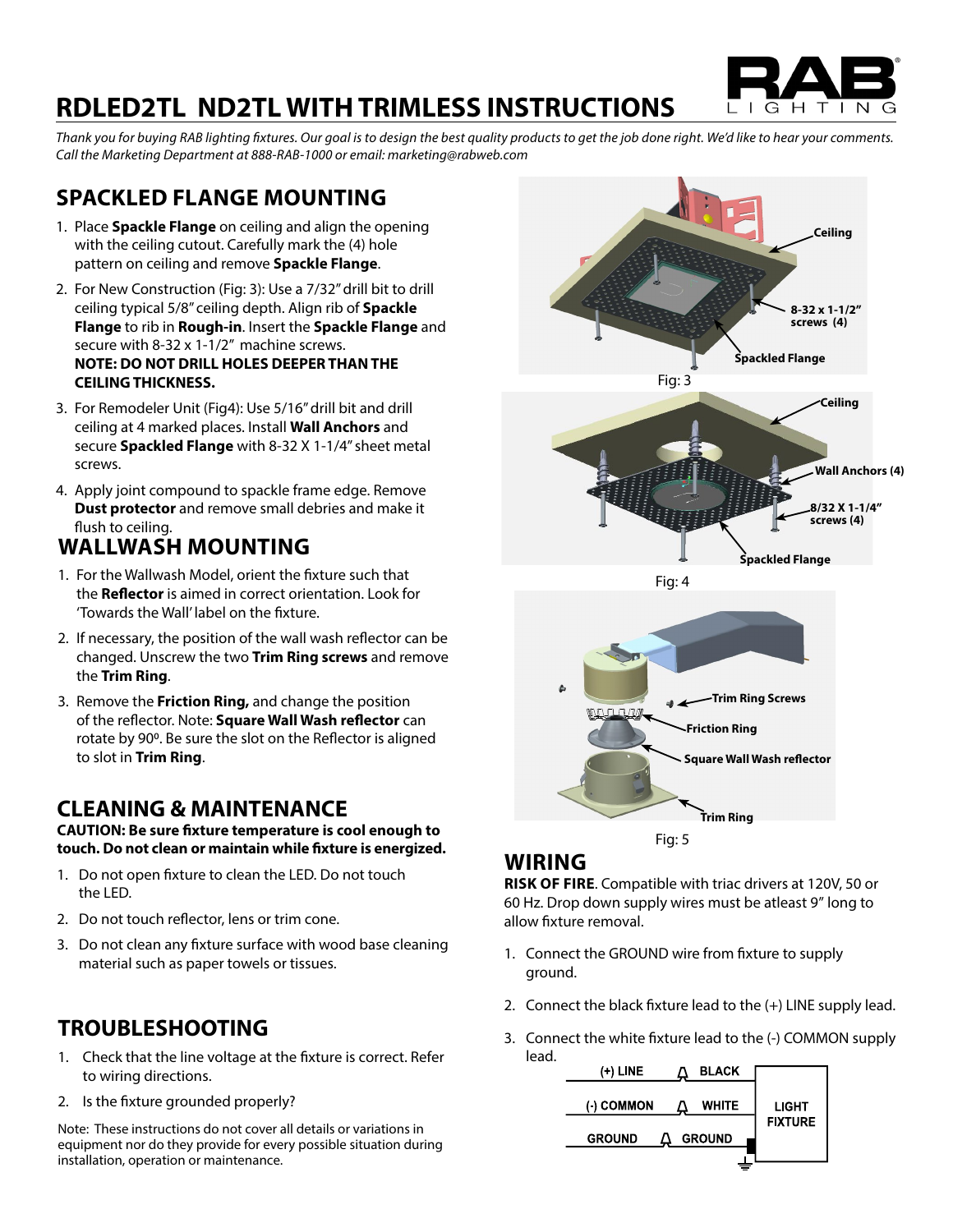# RDLED2TL ND2TL WITH TRIMLESS INSTRUCTIONS

*Thank you for buying RAB lighting fixtures. Our goal is to design the best quality products to get the job done right. We'd like to hear your comments. Call the Marketing Department at 888-RAB-1000 or email: marketing@rabweb.com*

## SPACKLED FLANGE MOUNTING

1. Place **Spackle Flange** on ceiling and align the opening with the ceiling cutout. Carefully mark the (4) hole pattern on ceiling and remove **Spackle Flange**.
2. For New Construction (Fig: 3): Use a 7/32" drill bit to drill ceiling typical 5/8" ceiling depth. Align rib of **Spackle Flange** to rib in **Rough-in**. Insert the **Spackle Flange** and secure with 8-32 x 1-1/2" machine screws.
   **NOTE: DO NOT DRILL HOLES DEEPER THAN THE CEILING THICKNESS.**
3. For Remodeler Unit (Fig4): Use 5/16" drill bit and drill ceiling at 4 marked places. Install **Wall Anchors** and secure **Spackled Flange** with 8-32 X 1-1/4" sheet metal screws.
4. Apply joint compound to spackle frame edge. Remove **Dust protector** and remove small debries and make it flush to ceiling.

## WALLWASH MOUNTING

1. For the Wallwash Model, orient the fixture such that the **Reflector** is aimed in correct orientation. Look for 'Towards the Wall' label on the fixture.
2. If necessary, the position of the wall wash reflector can be changed. Unscrew the two **Trim Ring screws** and remove the **Trim Ring**.
3. Remove the **Friction Ring,** and change the position of the reflector. Note: **Square Wall Wash reflector** can rotate by 90º. Be sure the slot on the Reflector is aligned to slot in **Trim Ring**.

## CLEANING & MAINTENANCE

**CAUTION: Be sure fixture temperature is cool enough to touch. Do not clean or maintain while fixture is energized.**

1. Do not open fixture to clean the LED. Do not touch the LED.
2. Do not touch reflector, lens or trim cone.
3. Do not clean any fixture surface with wood base cleaning material such as paper towels or tissues.

## TROUBLESHOOTING

1. Check that the line voltage at the fixture is correct. Refer to wiring directions.
2. Is the fixture grounded properly?

Note: These instructions do not cover all details or variations in equipment nor do they provide for every possible situation during installation, operation or maintenance.

Ceiling
8-32 x 1-1/2" screws (4)
Spackled Flange

Fig: 3

Ceiling
Wall Anchors (4)
8/32 X 1-1/4" screws (4)
Spackled Flange

Fig: 4

Trim Ring Screws
Friction Ring
Square Wall Wash reflector
Trim Ring

Fig: 5

## WIRING

**RISK OF FIRE**. Compatible with triac drivers at 120V, 50 or 60 Hz. Drop down supply wires must be atleast 9" long to allow fixture removal.

1. Connect the GROUND wire from fixture to supply ground.
2. Connect the black fixture lead to the (+) LINE supply lead.
3. Connect the white fixture lead to the (-) COMMON supply lead.

| Supply | Fixture Lead | |
|---|---|---|
| (+) LINE | BLACK | LIGHT FIXTURE |
| (-) COMMON | WHITE | |
| GROUND | GROUND | |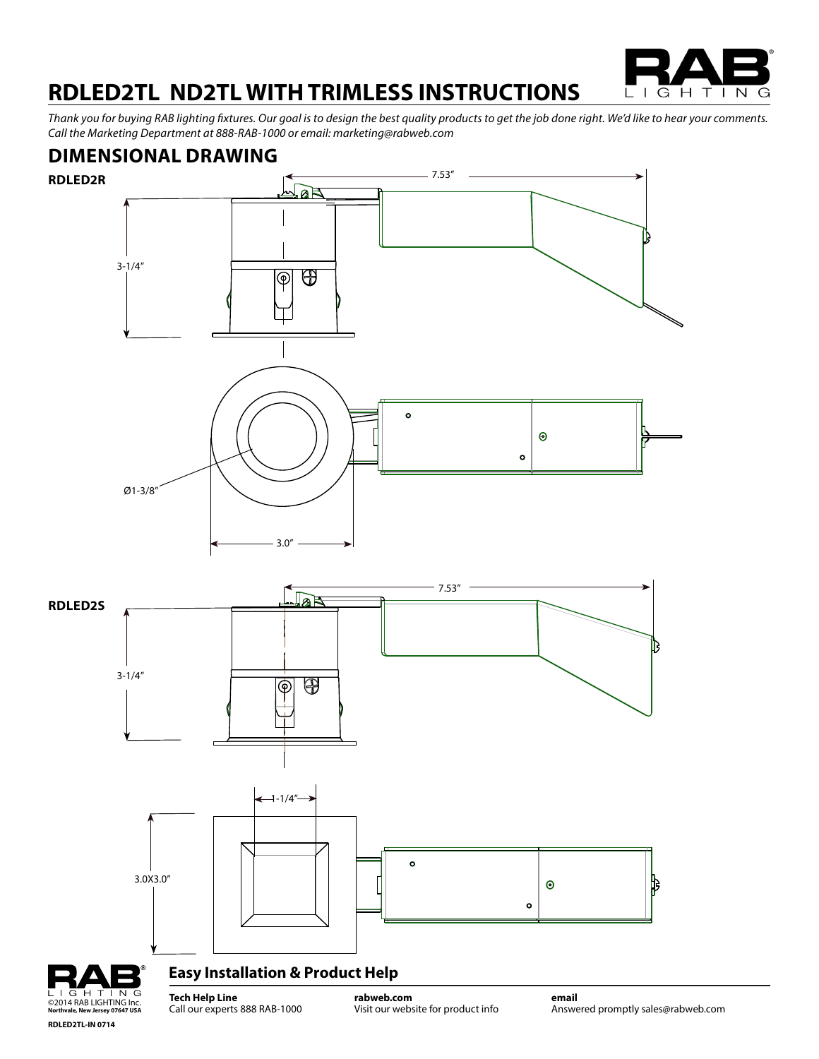# RDLED2TL ND2TL WITH TRIMLESS INSTRUCTIONS

*Thank you for buying RAB lighting fixtures. Our goal is to design the best quality products to get the job done right. We'd like to hear your comments. Call the Marketing Department at 888-RAB-1000 or email: marketing@rabweb.com*

## DIMENSIONAL DRAWING

**RDLED2R**

7.53"

3-1/4"

Ø1-3/8"

3.0"

**RDLED2S**

7.53"

3-1/4"

1-1/4"

3.0X3.0"

## Easy Installation & Product Help

**Tech Help Line**
Call our experts 888 RAB-1000

**rabweb.com**
Visit our website for product info

**email**
Answered promptly sales@rabweb.com

©2014 RAB LIGHTING Inc.
Northvale, New Jersey 07647 USA

RDLED2TL-IN 0714